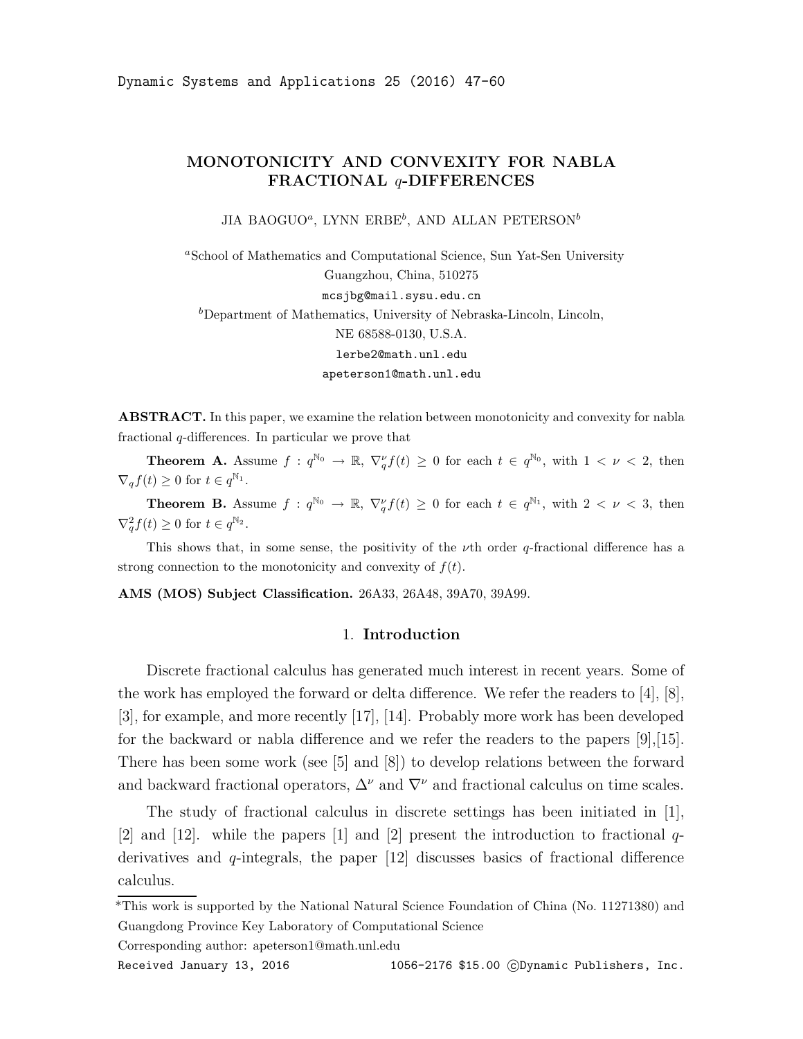# MONOTONICITY AND CONVEXITY FOR NABLA FRACTIONAL $q$-DIFFERENCES

JIA BAOGUO[a], LYNN ERBE[b], AND ALLAN PETERSON[b]

[a]School of Mathematics and Computational Science, Sun Yat-Sen University
Guangzhou, China, 510275
mcsjbg@mail.sysu.edu.cn

[b]Department of Mathematics, University of Nebraska-Lincoln, Lincoln,
NE 68588-0130, U.S.A.
lerbe2@math.unl.edu
apeterson1@math.unl.edu

**ABSTRACT.** In this paper, we examine the relation between monotonicity and convexity for nabla fractional $q$-differences. In particular we prove that

**Theorem A.** Assume $f : q^{\mathbb{N}_0} \to \mathbb{R}$, $\nabla_q^\nu f(t) \geq 0$ for each $t \in q^{\mathbb{N}_0}$, with $1 < \nu < 2$, then $\nabla_q f(t) \geq 0$ for $t \in q^{\mathbb{N}_1}$.

**Theorem B.** Assume $f : q^{\mathbb{N}_0} \to \mathbb{R}$, $\nabla_q^\nu f(t) \geq 0$ for each $t \in q^{\mathbb{N}_1}$, with $2 < \nu < 3$, then $\nabla_q^2 f(t) \geq 0$ for $t \in q^{\mathbb{N}_2}$.

This shows that, in some sense, the positivity of the $\nu$th order $q$-fractional difference has a strong connection to the monotonicity and convexity of $f(t)$.

**AMS (MOS) Subject Classification.** 26A33, 26A48, 39A70, 39A99.

## 1. Introduction

Discrete fractional calculus has generated much interest in recent years. Some of the work has employed the forward or delta difference. We refer the readers to [4], [8], [3], for example, and more recently [17], [14]. Probably more work has been developed for the backward or nabla difference and we refer the readers to the papers [9],[15]. There has been some work (see [5] and [8]) to develop relations between the forward and backward fractional operators, $\Delta^\nu$ and $\nabla^\nu$ and fractional calculus on time scales.

The study of fractional calculus in discrete settings has been initiated in [1], [2] and [12]. while the papers [1] and [2] present the introduction to fractional $q$-derivatives and $q$-integrals, the paper [12] discusses basics of fractional difference calculus.

*This work is supported by the National Natural Science Foundation of China (No. 11271380) and Guangdong Province Key Laboratory of Computational Science

Corresponding author: apeterson1@math.unl.edu

Received January 13, 2016 1056-2176 $15.00 ©Dynamic Publishers, Inc.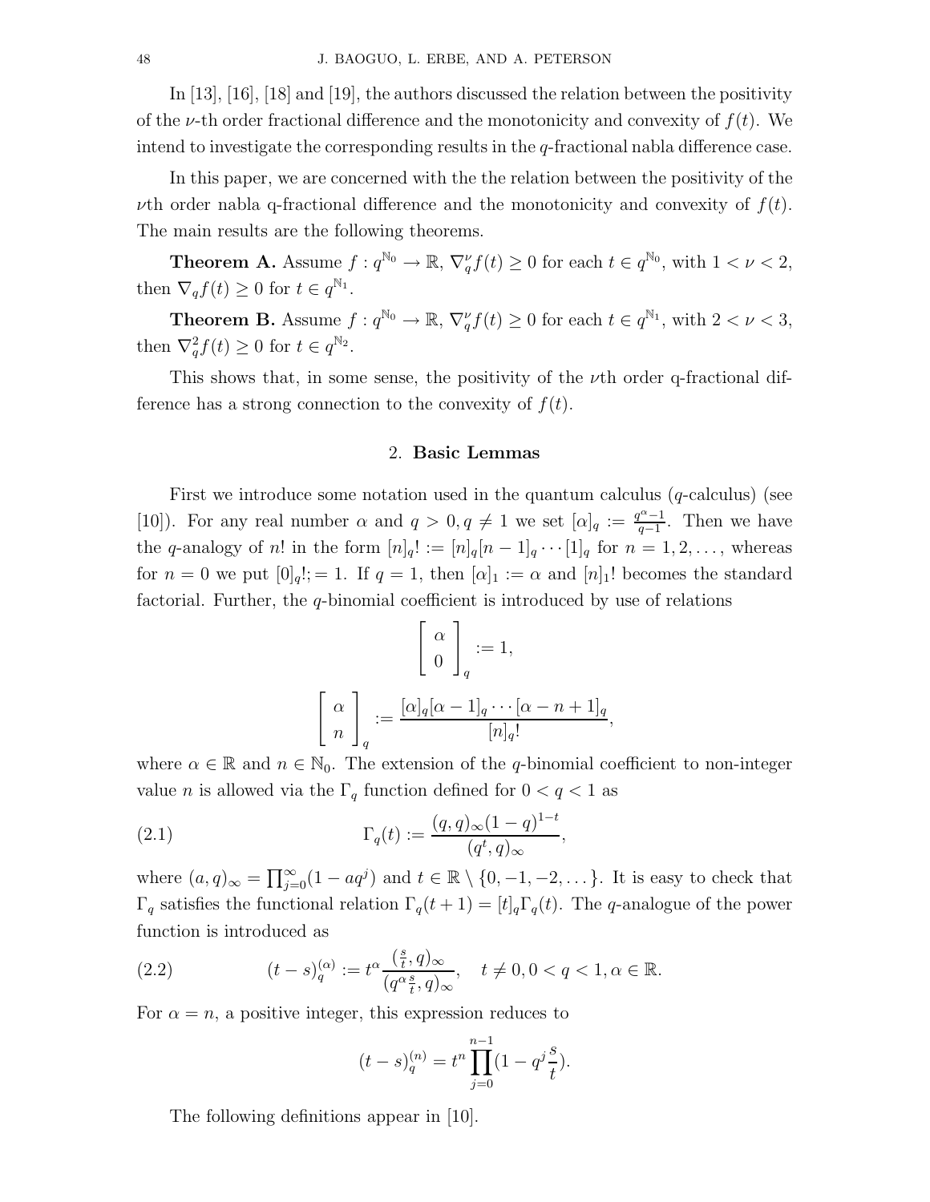In [13], [16], [18] and [19], the authors discussed the relation between the positivity of the $\nu$-th order fractional difference and the monotonicity and convexity of $f(t)$. We intend to investigate the corresponding results in the $q$-fractional nabla difference case.

In this paper, we are concerned with the the relation between the positivity of the $\nu$th order nabla q-fractional difference and the monotonicity and convexity of $f(t)$. The main results are the following theorems.

**Theorem A.** Assume $f : q^{\mathbb{N}_0} \to \mathbb{R}$, $\nabla_q^\nu f(t) \geq 0$ for each $t \in q^{\mathbb{N}_0}$, with $1 < \nu < 2$, then $\nabla_q f(t) \geq 0$ for $t \in q^{\mathbb{N}_1}$.

**Theorem B.** Assume $f : q^{\mathbb{N}_0} \to \mathbb{R}$, $\nabla_q^\nu f(t) \geq 0$ for each $t \in q^{\mathbb{N}_1}$, with $2 < \nu < 3$, then $\nabla_q^2 f(t) \geq 0$ for $t \in q^{\mathbb{N}_2}$.

This shows that, in some sense, the positivity of the $\nu$th order q-fractional difference has a strong connection to the convexity of $f(t)$.

## 2. Basic Lemmas

First we introduce some notation used in the quantum calculus ($q$-calculus) (see [10]). For any real number $\alpha$ and $q > 0, q \neq 1$ we set $[\alpha]_q := \frac{q^\alpha - 1}{q-1}$. Then we have the $q$-analogy of $n!$ in the form $[n]_q! := [n]_q[n-1]_q \cdots [1]_q$ for $n = 1, 2, \ldots$, whereas for $n = 0$ we put $[0]_q!; = 1$. If $q = 1$, then $[\alpha]_1 := \alpha$ and $[n]_1!$ becomes the standard factorial. Further, the $q$-binomial coefficient is introduced by use of relations

$$\begin{bmatrix} \alpha \\ 0 \end{bmatrix}_q := 1,$$

$$\begin{bmatrix} \alpha \\ n \end{bmatrix}_q := \frac{[\alpha]_q[\alpha-1]_q \cdots [\alpha-n+1]_q}{[n]_q!},$$

where $\alpha \in \mathbb{R}$ and $n \in \mathbb{N}_0$. The extension of the $q$-binomial coefficient to non-integer value $n$ is allowed via the $\Gamma_q$ function defined for $0 < q < 1$ as

$$\Gamma_q(t) := \frac{(q,q)_\infty (1-q)^{1-t}}{(q^t, q)_\infty}, \tag{2.1}$$

where $(a,q)_\infty = \prod_{j=0}^\infty (1 - aq^j)$ and $t \in \mathbb{R} \setminus \{0, -1, -2, \ldots\}$. It is easy to check that $\Gamma_q$ satisfies the functional relation $\Gamma_q(t+1) = [t]_q \Gamma_q(t)$. The $q$-analogue of the power function is introduced as

$$(t-s)_q^{(\alpha)} := t^\alpha \frac{(\frac{s}{t}, q)_\infty}{(q^\alpha \frac{s}{t}, q)_\infty}, \quad t \neq 0, 0 < q < 1, \alpha \in \mathbb{R}. \tag{2.2}$$

For $\alpha = n$, a positive integer, this expression reduces to

$$(t-s)_q^{(n)} = t^n \prod_{j=0}^{n-1} (1 - q^j \frac{s}{t}).$$

The following definitions appear in [10].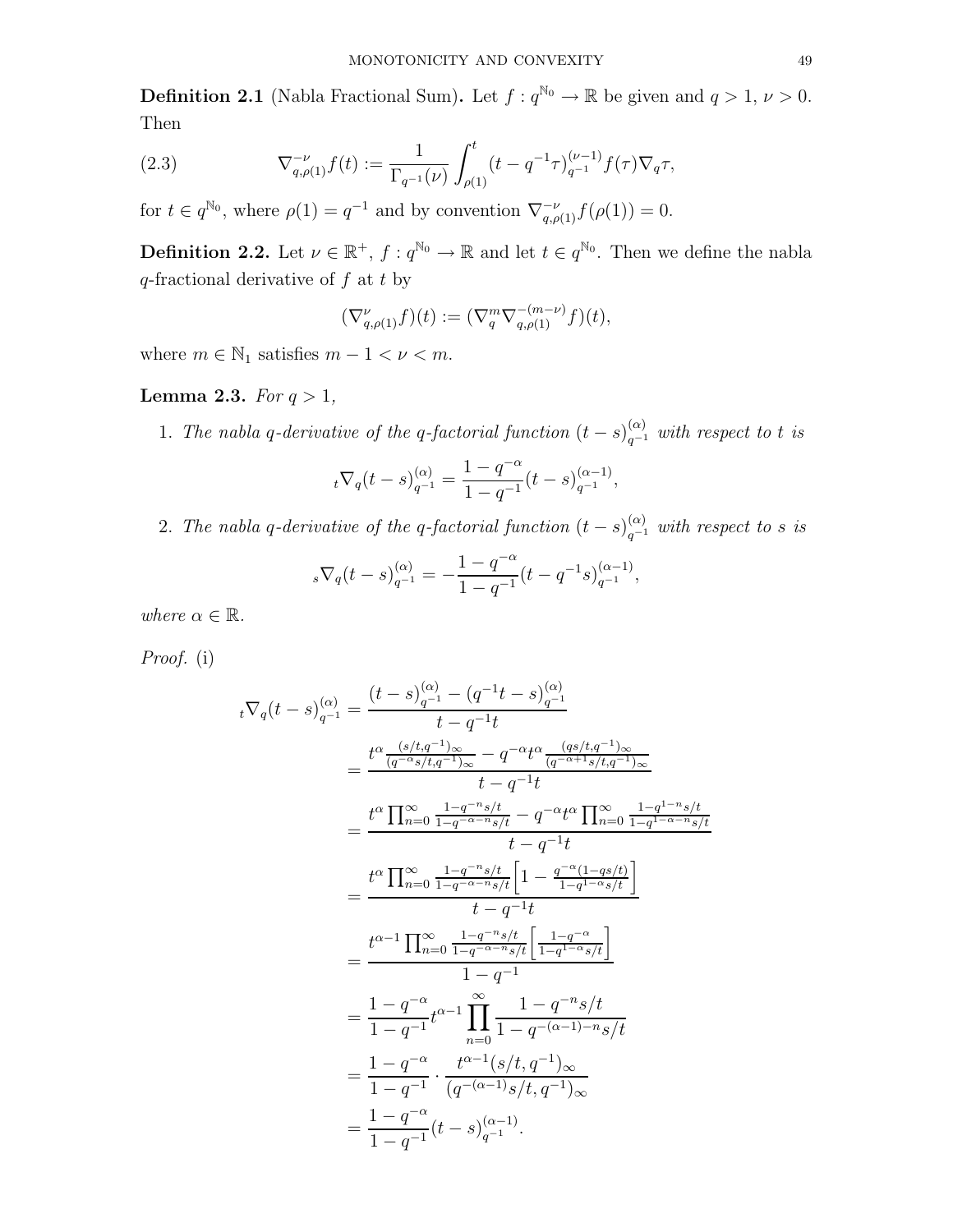**Definition 2.1** (Nabla Fractional Sum)**.** Let $f : q^{\mathbb{N}_0} \to \mathbb{R}$ be given and $q > 1$, $\nu > 0$. Then

$$\nabla_{q,\rho(1)}^{-\nu} f(t) := \frac{1}{\Gamma_{q^{-1}}(\nu)} \int_{\rho(1)}^{t} (t - q^{-1}\tau)_{q^{-1}}^{(\nu-1)} f(\tau) \nabla_q \tau, \tag{2.3}$$

for $t \in q^{\mathbb{N}_0}$, where $\rho(1) = q^{-1}$ and by convention $\nabla_{q,\rho(1)}^{-\nu} f(\rho(1)) = 0$.

**Definition 2.2.** Let $\nu \in \mathbb{R}^+$, $f : q^{\mathbb{N}_0} \to \mathbb{R}$ and let $t \in q^{\mathbb{N}_0}$. Then we define the nabla $q$-fractional derivative of $f$ at $t$ by

$$(\nabla_{q,\rho(1)}^{\nu} f)(t) := (\nabla_q^m \nabla_{q,\rho(1)}^{-(m-\nu)} f)(t),$$

where $m \in \mathbb{N}_1$ satisfies $m - 1 < \nu < m$.

**Lemma 2.3.** *For $q > 1$,*

1. *The nabla $q$-derivative of the $q$-factorial function $(t-s)_{q^{-1}}^{(\alpha)}$ with respect to $t$ is*

$$_t\nabla_q (t-s)_{q^{-1}}^{(\alpha)} = \frac{1 - q^{-\alpha}}{1 - q^{-1}} (t-s)_{q^{-1}}^{(\alpha-1)},$$

2. *The nabla $q$-derivative of the $q$-factorial function $(t-s)_{q^{-1}}^{(\alpha)}$ with respect to $s$ is*

$$_s\nabla_q (t-s)_{q^{-1}}^{(\alpha)} = -\frac{1 - q^{-\alpha}}{1 - q^{-1}} (t - q^{-1}s)_{q^{-1}}^{(\alpha-1)},$$

*where $\alpha \in \mathbb{R}$.*

*Proof.* (i)

$$\begin{aligned}
_t\nabla_q (t-s)_{q^{-1}}^{(\alpha)} &= \frac{(t-s)_{q^{-1}}^{(\alpha)} - (q^{-1}t - s)_{q^{-1}}^{(\alpha)}}{t - q^{-1}t} \\
&= \frac{t^\alpha \frac{(s/t, q^{-1})_\infty}{(q^{-\alpha}s/t, q^{-1})_\infty} - q^{-\alpha} t^\alpha \frac{(qs/t, q^{-1})_\infty}{(q^{-\alpha+1}s/t, q^{-1})_\infty}}{t - q^{-1}t} \\
&= \frac{t^\alpha \prod_{n=0}^{\infty} \frac{1 - q^{-n}s/t}{1 - q^{-\alpha-n}s/t} - q^{-\alpha} t^\alpha \prod_{n=0}^{\infty} \frac{1 - q^{1-n}s/t}{1 - q^{1-\alpha-n}s/t}}{t - q^{-1}t} \\
&= \frac{t^\alpha \prod_{n=0}^{\infty} \frac{1 - q^{-n}s/t}{1 - q^{-\alpha-n}s/t} \Big[ 1 - \frac{q^{-\alpha}(1 - qs/t)}{1 - q^{1-\alpha}s/t} \Big]}{t - q^{-1}t} \\
&= \frac{t^{\alpha-1} \prod_{n=0}^{\infty} \frac{1 - q^{-n}s/t}{1 - q^{-\alpha-n}s/t} \Big[ \frac{1 - q^{-\alpha}}{1 - q^{1-\alpha}s/t} \Big]}{1 - q^{-1}} \\
&= \frac{1 - q^{-\alpha}}{1 - q^{-1}} t^{\alpha-1} \prod_{n=0}^{\infty} \frac{1 - q^{-n}s/t}{1 - q^{-(\alpha-1)-n}s/t} \\
&= \frac{1 - q^{-\alpha}}{1 - q^{-1}} \cdot \frac{t^{\alpha-1}(s/t, q^{-1})_\infty}{(q^{-(\alpha-1)}s/t, q^{-1})_\infty} \\
&= \frac{1 - q^{-\alpha}}{1 - q^{-1}} (t-s)_{q^{-1}}^{(\alpha-1)}.
\end{aligned}$$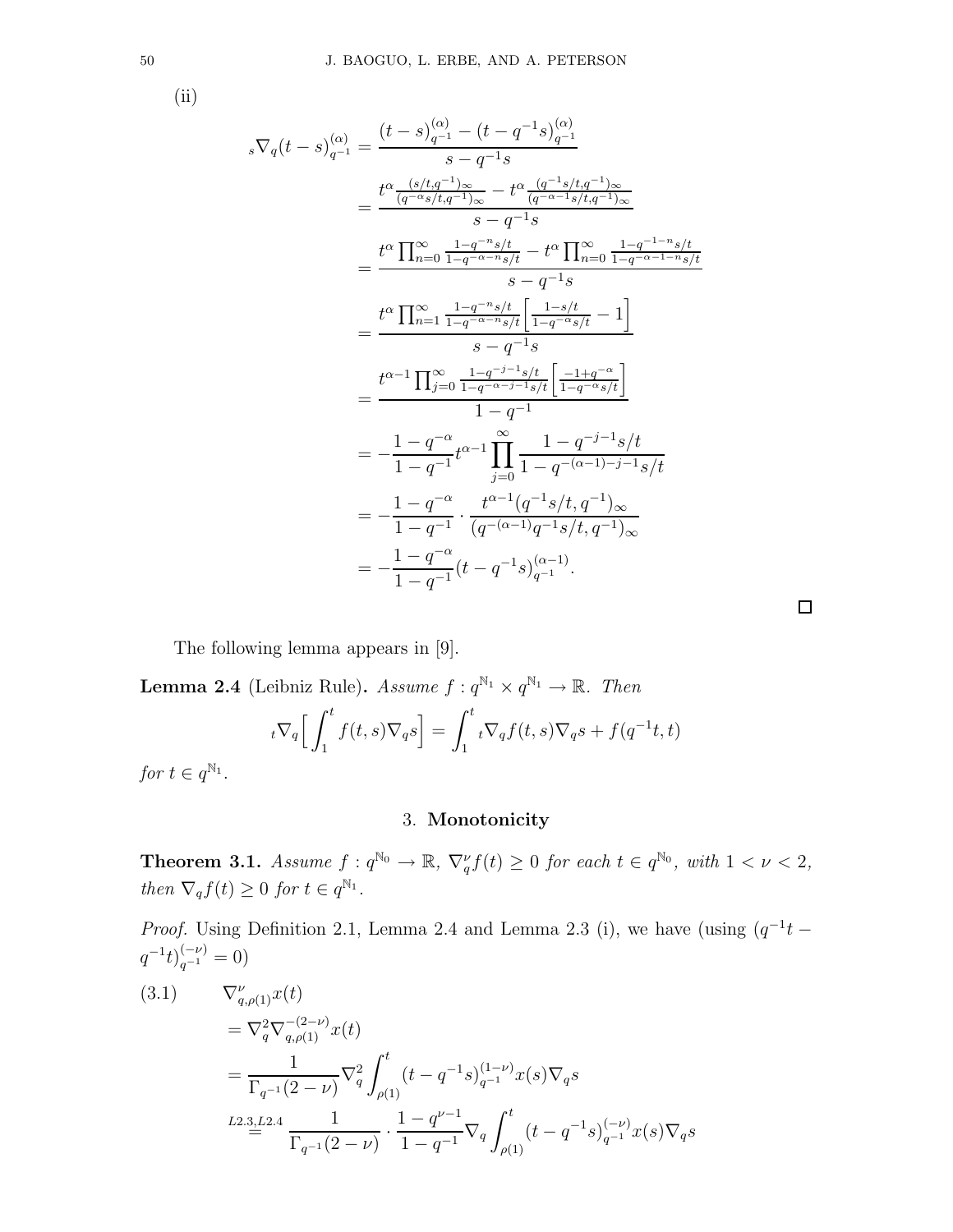(ii)

$$
\begin{aligned}
{}_s\nabla_q (t-s)^{(\alpha)}_{q^{-1}} &= \frac{(t-s)^{(\alpha)}_{q^{-1}} - (t-q^{-1}s)^{(\alpha)}_{q^{-1}}}{s-q^{-1}s} \\
&= \frac{t^\alpha \frac{(s/t,q^{-1})_\infty}{(q^{-\alpha}s/t,q^{-1})_\infty} - t^\alpha \frac{(q^{-1}s/t,q^{-1})_\infty}{(q^{-\alpha-1}s/t,q^{-1})_\infty}}{s-q^{-1}s} \\
&= \frac{t^\alpha \prod_{n=0}^\infty \frac{1-q^{-n}s/t}{1-q^{-\alpha-n}s/t} - t^\alpha \prod_{n=0}^\infty \frac{1-q^{-1-n}s/t}{1-q^{-\alpha-1-n}s/t}}{s-q^{-1}s} \\
&= \frac{t^\alpha \prod_{n=1}^\infty \frac{1-q^{-n}s/t}{1-q^{-\alpha-n}s/t}\Big[\frac{1-s/t}{1-q^{-\alpha}s/t} - 1\Big]}{s-q^{-1}s} \\
&= \frac{t^{\alpha-1} \prod_{j=0}^\infty \frac{1-q^{-j-1}s/t}{1-q^{-\alpha-j-1}s/t}\Big[\frac{-1+q^{-\alpha}}{1-q^{-\alpha}s/t}\Big]}{1-q^{-1}} \\
&= -\frac{1-q^{-\alpha}}{1-q^{-1}} t^{\alpha-1} \prod_{j=0}^\infty \frac{1-q^{-j-1}s/t}{1-q^{-(\alpha-1)-j-1}s/t} \\
&= -\frac{1-q^{-\alpha}}{1-q^{-1}} \cdot \frac{t^{\alpha-1}(q^{-1}s/t,q^{-1})_\infty}{(q^{-(\alpha-1)}q^{-1}s/t,q^{-1})_\infty} \\
&= -\frac{1-q^{-\alpha}}{1-q^{-1}} (t-q^{-1}s)^{(\alpha-1)}_{q^{-1}}.
\end{aligned}
$$

□

The following lemma appears in [9].

**Lemma 2.4** (Leibniz Rule)**.** *Assume $f : q^{\mathbb{N}_1} \times q^{\mathbb{N}_1} \to \mathbb{R}$. Then*

$$
{}_t\nabla_q \Big[\int_1^t f(t,s)\nabla_q s\Big] = \int_1^t {}_t\nabla_q f(t,s)\nabla_q s + f(q^{-1}t,t)
$$

*for $t \in q^{\mathbb{N}_1}$.*

## 3. Monotonicity

**Theorem 3.1.** *Assume $f : q^{\mathbb{N}_0} \to \mathbb{R}$, $\nabla_q^\nu f(t) \geq 0$ for each $t \in q^{\mathbb{N}_0}$, with $1 < \nu < 2$, then $\nabla_q f(t) \geq 0$ for $t \in q^{\mathbb{N}_1}$.*

*Proof.* Using Definition 2.1, Lemma 2.4 and Lemma 2.3 (i), we have (using $(q^{-1}t - q^{-1}t)^{(-\nu)}_{q^{-1}} = 0$)

$$
\begin{aligned}
(3.1)\qquad & \nabla^\nu_{q,\rho(1)} x(t) \\
&= \nabla_q^2 \nabla^{-(2-\nu)}_{q,\rho(1)} x(t) \\
&= \frac{1}{\Gamma_{q^{-1}}(2-\nu)} \nabla_q^2 \int_{\rho(1)}^t (t-q^{-1}s)^{(1-\nu)}_{q^{-1}} x(s)\nabla_q s \\
&\overset{L2.3,L2.4}{=} \frac{1}{\Gamma_{q^{-1}}(2-\nu)} \cdot \frac{1-q^{\nu-1}}{1-q^{-1}} \nabla_q \int_{\rho(1)}^t (t-q^{-1}s)^{(-\nu)}_{q^{-1}} x(s)\nabla_q s
\end{aligned}
$$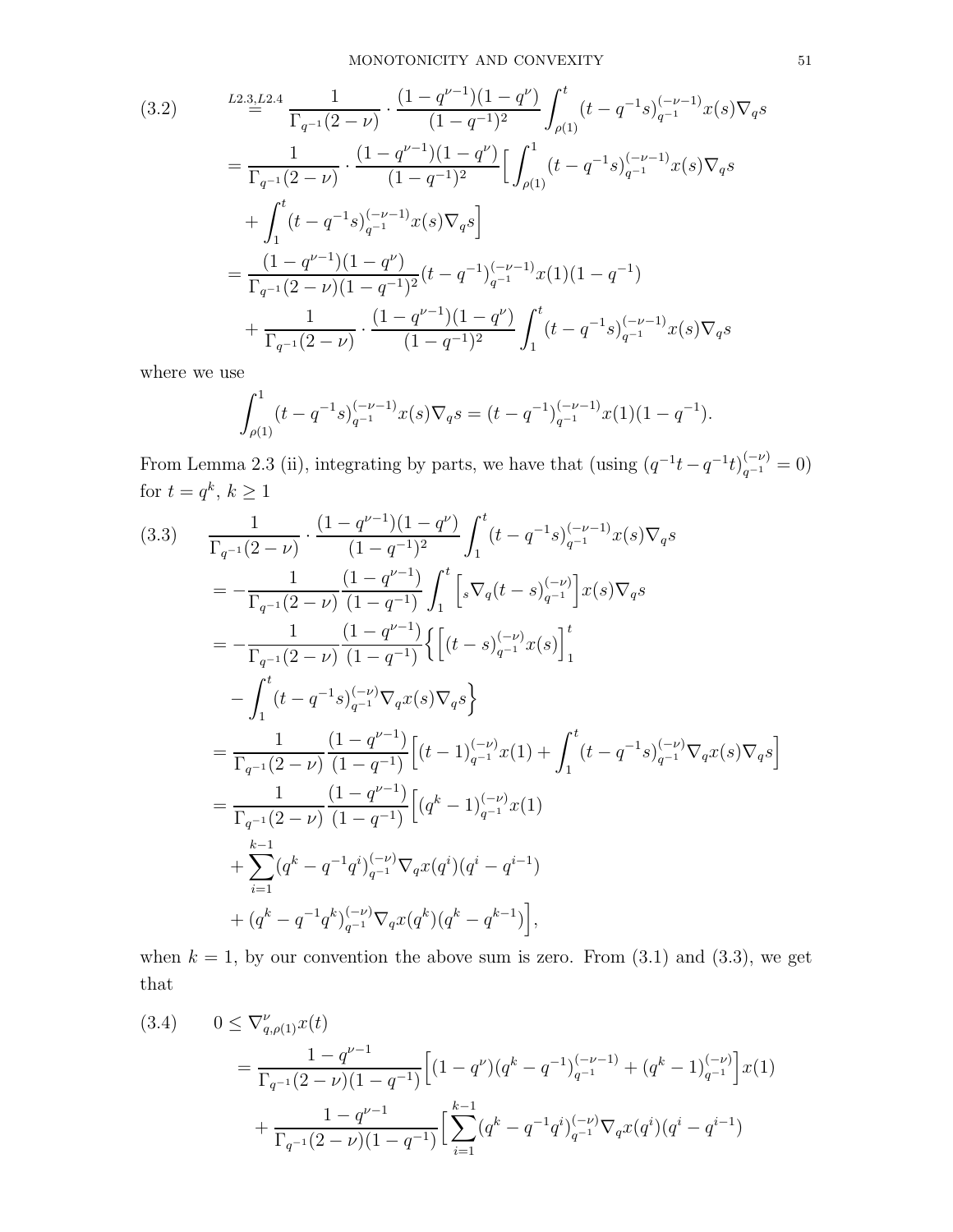$$
\begin{aligned}
(3.2) \qquad &\overset{L2.3,L2.4}{=} \frac{1}{\Gamma_{q^{-1}}(2-\nu)} \cdot \frac{(1-q^{\nu-1})(1-q^{\nu})}{(1-q^{-1})^2} \int_{\rho(1)}^{t} (t-q^{-1}s)_{q^{-1}}^{(-\nu-1)} x(s) \nabla_q s \\
&= \frac{1}{\Gamma_{q^{-1}}(2-\nu)} \cdot \frac{(1-q^{\nu-1})(1-q^{\nu})}{(1-q^{-1})^2} \Big[ \int_{\rho(1)}^{1} (t-q^{-1}s)_{q^{-1}}^{(-\nu-1)} x(s) \nabla_q s \\
&\quad + \int_{1}^{t} (t-q^{-1}s)_{q^{-1}}^{(-\nu-1)} x(s) \nabla_q s \Big] \\
&= \frac{(1-q^{\nu-1})(1-q^{\nu})}{\Gamma_{q^{-1}}(2-\nu)(1-q^{-1})^2} (t-q^{-1})_{q^{-1}}^{(-\nu-1)} x(1)(1-q^{-1}) \\
&\quad + \frac{1}{\Gamma_{q^{-1}}(2-\nu)} \cdot \frac{(1-q^{\nu-1})(1-q^{\nu})}{(1-q^{-1})^2} \int_{1}^{t} (t-q^{-1}s)_{q^{-1}}^{(-\nu-1)} x(s) \nabla_q s
\end{aligned}
$$

where we use

$$
\int_{\rho(1)}^{1} (t-q^{-1}s)_{q^{-1}}^{(-\nu-1)} x(s) \nabla_q s = (t-q^{-1})_{q^{-1}}^{(-\nu-1)} x(1)(1-q^{-1}).
$$

From Lemma 2.3 (ii), integrating by parts, we have that (using $(q^{-1}t - q^{-1}t)_{q^{-1}}^{(-\nu)} = 0$) for $t = q^k$, $k \geq 1$

$$
\begin{aligned}
(3.3) \qquad &\frac{1}{\Gamma_{q^{-1}}(2-\nu)} \cdot \frac{(1-q^{\nu-1})(1-q^{\nu})}{(1-q^{-1})^2} \int_{1}^{t} (t-q^{-1}s)_{q^{-1}}^{(-\nu-1)} x(s) \nabla_q s \\
&= -\frac{1}{\Gamma_{q^{-1}}(2-\nu)} \frac{(1-q^{\nu-1})}{(1-q^{-1})} \int_{1}^{t} \Big[ {}_s\nabla_q (t-s)_{q^{-1}}^{(-\nu)} \Big] x(s) \nabla_q s \\
&= -\frac{1}{\Gamma_{q^{-1}}(2-\nu)} \frac{(1-q^{\nu-1})}{(1-q^{-1})} \Big\{ \Big[ (t-s)_{q^{-1}}^{(-\nu)} x(s) \Big]_1^t \\
&\quad - \int_{1}^{t} (t-q^{-1}s)_{q^{-1}}^{(-\nu)} \nabla_q x(s) \nabla_q s \Big\} \\
&= \frac{1}{\Gamma_{q^{-1}}(2-\nu)} \frac{(1-q^{\nu-1})}{(1-q^{-1})} \Big[ (t-1)_{q^{-1}}^{(-\nu)} x(1) + \int_{1}^{t} (t-q^{-1}s)_{q^{-1}}^{(-\nu)} \nabla_q x(s) \nabla_q s \Big] \\
&= \frac{1}{\Gamma_{q^{-1}}(2-\nu)} \frac{(1-q^{\nu-1})}{(1-q^{-1})} \Big[ (q^k-1)_{q^{-1}}^{(-\nu)} x(1) \\
&\quad + \sum_{i=1}^{k-1} (q^k - q^{-1}q^i)_{q^{-1}}^{(-\nu)} \nabla_q x(q^i)(q^i - q^{i-1}) \\
&\quad + (q^k - q^{-1}q^k)_{q^{-1}}^{(-\nu)} \nabla_q x(q^k)(q^k - q^{k-1}) \Big],
\end{aligned}
$$

when $k = 1$, by our convention the above sum is zero. From (3.1) and (3.3), we get that

$$
\begin{aligned}
(3.4) \qquad 0 &\leq \nabla_{q,\rho(1)}^{\nu} x(t) \\
&= \frac{1-q^{\nu-1}}{\Gamma_{q^{-1}}(2-\nu)(1-q^{-1})} \Big[ (1-q^{\nu})(q^k - q^{-1})_{q^{-1}}^{(-\nu-1)} + (q^k-1)_{q^{-1}}^{(-\nu)} \Big] x(1) \\
&\quad + \frac{1-q^{\nu-1}}{\Gamma_{q^{-1}}(2-\nu)(1-q^{-1})} \Big[ \sum_{i=1}^{k-1} (q^k - q^{-1}q^i)_{q^{-1}}^{(-\nu)} \nabla_q x(q^i)(q^i - q^{i-1})
\end{aligned}
$$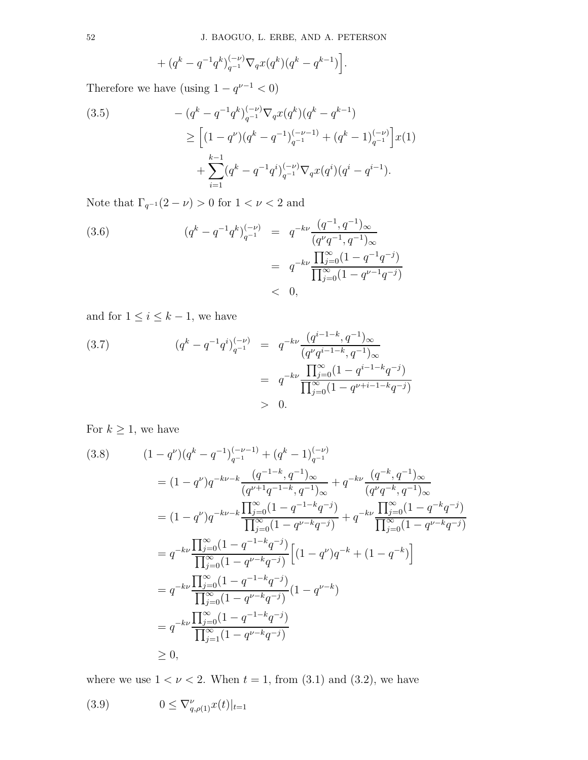$$+ (q^k - q^{-1}q^k)_{q^{-1}}^{(-\nu)} \nabla_q x(q^k)(q^k - q^{k-1})\Big].$$

Therefore we have (using $1 - q^{\nu-1} < 0$)

$$\begin{aligned}
(3.5) \qquad & - (q^k - q^{-1}q^k)_{q^{-1}}^{(-\nu)} \nabla_q x(q^k)(q^k - q^{k-1}) \\
& \geq \Big[(1 - q^\nu)(q^k - q^{-1})_{q^{-1}}^{(-\nu-1)} + (q^k - 1)_{q^{-1}}^{(-\nu)}\Big] x(1) \\
& \quad + \sum_{i=1}^{k-1} (q^k - q^{-1}q^i)_{q^{-1}}^{(-\nu)} \nabla_q x(q^i)(q^i - q^{i-1}).
\end{aligned}$$

Note that $\Gamma_{q^{-1}}(2-\nu) > 0$ for $1 < \nu < 2$ and

$$\begin{aligned}
(3.6) \qquad (q^k - q^{-1}q^k)_{q^{-1}}^{(-\nu)} &= q^{-k\nu} \frac{(q^{-1}, q^{-1})_\infty}{(q^\nu q^{-1}, q^{-1})_\infty} \\
&= q^{-k\nu} \frac{\prod_{j=0}^\infty (1 - q^{-1}q^{-j})}{\prod_{j=0}^\infty (1 - q^{\nu-1}q^{-j})} \\
&< 0,
\end{aligned}$$

and for $1 \leq i \leq k-1$, we have

$$\begin{aligned}
(3.7) \qquad (q^k - q^{-1}q^i)_{q^{-1}}^{(-\nu)} &= q^{-k\nu} \frac{(q^{i-1-k}, q^{-1})_\infty}{(q^\nu q^{i-1-k}, q^{-1})_\infty} \\
&= q^{-k\nu} \frac{\prod_{j=0}^\infty (1 - q^{i-1-k}q^{-j})}{\prod_{j=0}^\infty (1 - q^{\nu+i-1-k}q^{-j})} \\
&> 0.
\end{aligned}$$

For $k \geq 1$, we have

$$\begin{aligned}
(3.8) \qquad & (1 - q^\nu)(q^k - q^{-1})_{q^{-1}}^{(-\nu-1)} + (q^k - 1)_{q^{-1}}^{(-\nu)} \\
&= (1 - q^\nu) q^{-k\nu-k} \frac{(q^{-1-k}, q^{-1})_\infty}{(q^{\nu+1}q^{-1-k}, q^{-1})_\infty} + q^{-k\nu} \frac{(q^{-k}, q^{-1})_\infty}{(q^\nu q^{-k}, q^{-1})_\infty} \\
&= (1 - q^\nu) q^{-k\nu-k} \frac{\prod_{j=0}^\infty (1 - q^{-1-k}q^{-j})}{\prod_{j=0}^\infty (1 - q^{\nu-k}q^{-j})} + q^{-k\nu} \frac{\prod_{j=0}^\infty (1 - q^{-k}q^{-j})}{\prod_{j=0}^\infty (1 - q^{\nu-k}q^{-j})} \\
&= q^{-k\nu} \frac{\prod_{j=0}^\infty (1 - q^{-1-k}q^{-j})}{\prod_{j=0}^\infty (1 - q^{\nu-k}q^{-j})} \Big[(1 - q^\nu)q^{-k} + (1 - q^{-k})\Big] \\
&= q^{-k\nu} \frac{\prod_{j=0}^\infty (1 - q^{-1-k}q^{-j})}{\prod_{j=0}^\infty (1 - q^{\nu-k}q^{-j})} (1 - q^{\nu-k}) \\
&= q^{-k\nu} \frac{\prod_{j=0}^\infty (1 - q^{-1-k}q^{-j})}{\prod_{j=1}^\infty (1 - q^{\nu-k}q^{-j})} \\
&\geq 0,
\end{aligned}$$

where we use $1 < \nu < 2$. When $t = 1$, from (3.1) and (3.2), we have

$$(3.9) \qquad 0 \leq \nabla_{q,\rho(1)}^\nu x(t)|_{t=1}$$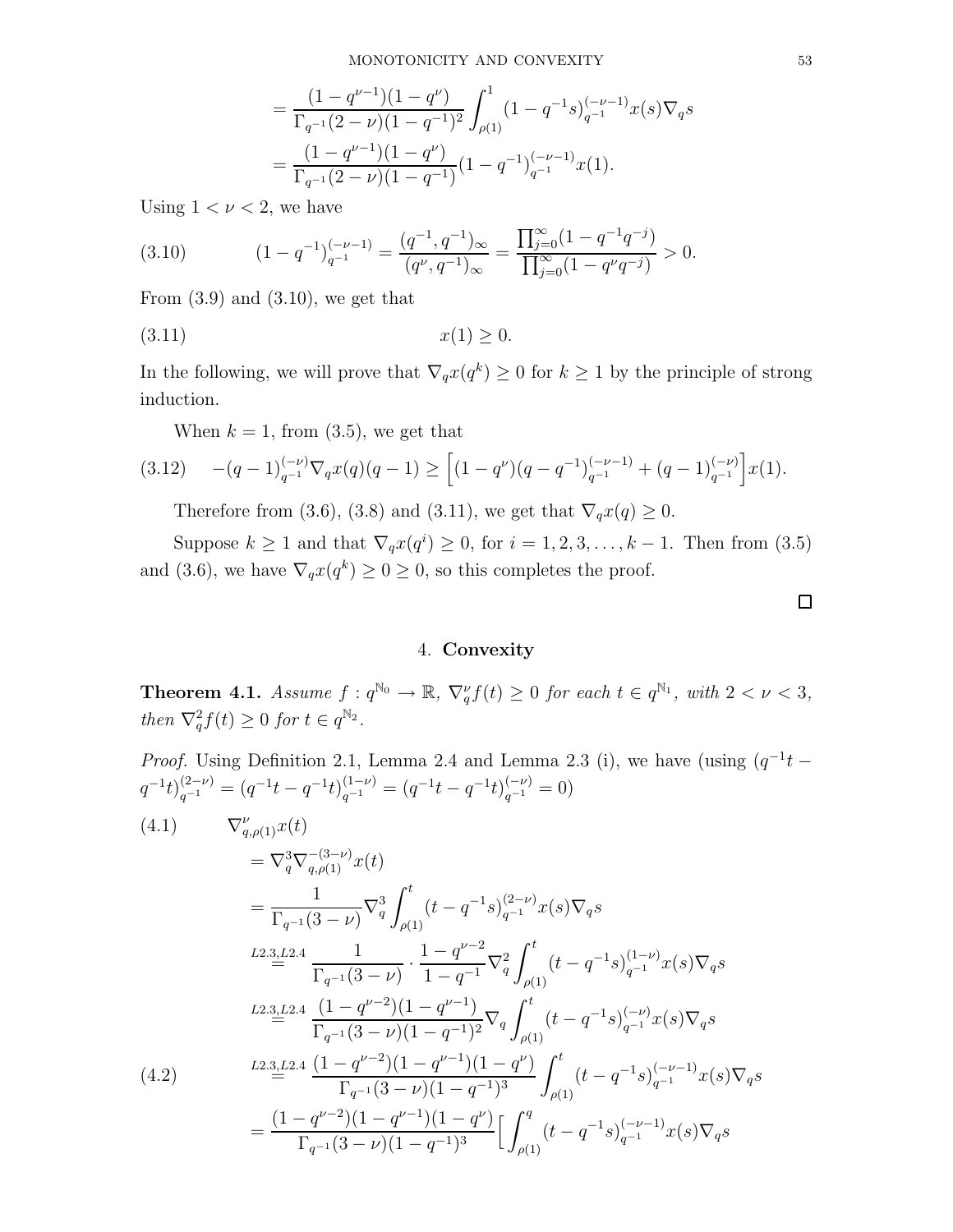$$= \frac{(1-q^{\nu-1})(1-q^{\nu})}{\Gamma_{q^{-1}}(2-\nu)(1-q^{-1})^2} \int_{\rho(1)}^{1} (1-q^{-1}s)_{q^{-1}}^{(-\nu-1)} x(s) \nabla_q s$$

$$= \frac{(1-q^{\nu-1})(1-q^{\nu})}{\Gamma_{q^{-1}}(2-\nu)(1-q^{-1})} (1-q^{-1})_{q^{-1}}^{(-\nu-1)} x(1).$$

Using $1 < \nu < 2$, we have

$$(1-q^{-1})_{q^{-1}}^{(-\nu-1)} = \frac{(q^{-1},q^{-1})_\infty}{(q^{\nu},q^{-1})_\infty} = \frac{\prod_{j=0}^{\infty}(1-q^{-1}q^{-j})}{\prod_{j=0}^{\infty}(1-q^{\nu}q^{-j})} > 0. \tag{3.10}$$

From (3.9) and (3.10), we get that

$$x(1) \geq 0. \tag{3.11}$$

In the following, we will prove that $\nabla_q x(q^k) \geq 0$ for $k \geq 1$ by the principle of strong induction.

When $k = 1$, from (3.5), we get that

$$-(q-1)_{q^{-1}}^{(-\nu)} \nabla_q x(q)(q-1) \geq \Big[(1-q^{\nu})(q-q^{-1})_{q^{-1}}^{(-\nu-1)} + (q-1)_{q^{-1}}^{(-\nu)}\Big] x(1). \tag{3.12}$$

Therefore from (3.6), (3.8) and (3.11), we get that $\nabla_q x(q) \geq 0$.

Suppose $k \geq 1$ and that $\nabla_q x(q^i) \geq 0$, for $i = 1, 2, 3, \ldots, k-1$. Then from (3.5) and (3.6), we have $\nabla_q x(q^k) \geq 0 \geq 0$, so this completes the proof.

□

## 4. Convexity

**Theorem 4.1.** *Assume $f : q^{\mathbb{N}_0} \to \mathbb{R}$, $\nabla_q^{\nu} f(t) \geq 0$ for each $t \in q^{\mathbb{N}_1}$, with $2 < \nu < 3$, then $\nabla_q^2 f(t) \geq 0$ for $t \in q^{\mathbb{N}_2}$.*

*Proof.* Using Definition 2.1, Lemma 2.4 and Lemma 2.3 (i), we have (using $(q^{-1}t - q^{-1}t)_{q^{-1}}^{(2-\nu)} = (q^{-1}t - q^{-1}t)_{q^{-1}}^{(1-\nu)} = (q^{-1}t - q^{-1}t)_{q^{-1}}^{(-\nu)} = 0$)

$$\begin{aligned}
\nabla_{q,\rho(1)}^{\nu} x(t) \quad &(4.1)\\
&= \nabla_q^3 \nabla_{q,\rho(1)}^{-(3-\nu)} x(t) \\
&= \frac{1}{\Gamma_{q^{-1}}(3-\nu)} \nabla_q^3 \int_{\rho(1)}^{t} (t-q^{-1}s)_{q^{-1}}^{(2-\nu)} x(s) \nabla_q s \\
&\overset{L2.3,L2.4}{=} \frac{1}{\Gamma_{q^{-1}}(3-\nu)} \cdot \frac{1-q^{\nu-2}}{1-q^{-1}} \nabla_q^2 \int_{\rho(1)}^{t} (t-q^{-1}s)_{q^{-1}}^{(1-\nu)} x(s) \nabla_q s \\
&\overset{L2.3,L2.4}{=} \frac{(1-q^{\nu-2})(1-q^{\nu-1})}{\Gamma_{q^{-1}}(3-\nu)(1-q^{-1})^2} \nabla_q \int_{\rho(1)}^{t} (t-q^{-1}s)_{q^{-1}}^{(-\nu)} x(s) \nabla_q s \\
&\overset{L2.3,L2.4}{=} \frac{(1-q^{\nu-2})(1-q^{\nu-1})(1-q^{\nu})}{\Gamma_{q^{-1}}(3-\nu)(1-q^{-1})^3} \int_{\rho(1)}^{t} (t-q^{-1}s)_{q^{-1}}^{(-\nu-1)} x(s) \nabla_q s \quad (4.2)\\
&= \frac{(1-q^{\nu-2})(1-q^{\nu-1})(1-q^{\nu})}{\Gamma_{q^{-1}}(3-\nu)(1-q^{-1})^3} \Big[ \int_{\rho(1)}^{q} (t-q^{-1}s)_{q^{-1}}^{(-\nu-1)} x(s) \nabla_q s
\end{aligned}$$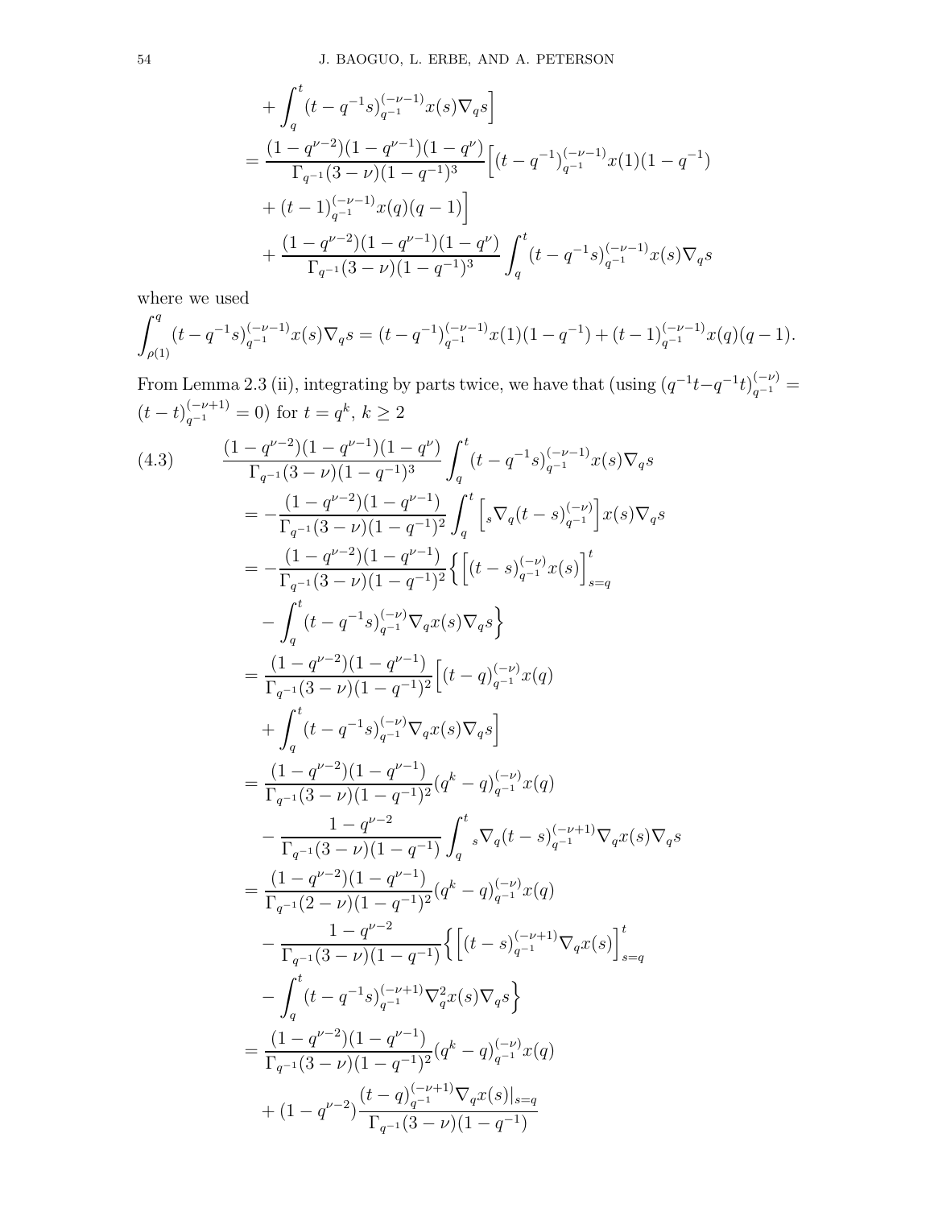$$
\begin{aligned}
&+\int_q^t (t-q^{-1}s)_{q^{-1}}^{(-\nu-1)}x(s)\nabla_q s\Big]\\
&=\frac{(1-q^{\nu-2})(1-q^{\nu-1})(1-q^{\nu})}{\Gamma_{q^{-1}}(3-\nu)(1-q^{-1})^3}\Big[(t-q^{-1})_{q^{-1}}^{(-\nu-1)}x(1)(1-q^{-1})\\
&\quad+(t-1)_{q^{-1}}^{(-\nu-1)}x(q)(q-1)\Big]\\
&\quad+\frac{(1-q^{\nu-2})(1-q^{\nu-1})(1-q^{\nu})}{\Gamma_{q^{-1}}(3-\nu)(1-q^{-1})^3}\int_q^t (t-q^{-1}s)_{q^{-1}}^{(-\nu-1)}x(s)\nabla_q s
\end{aligned}
$$

where we used

$$
\int_{\rho(1)}^q (t-q^{-1}s)_{q^{-1}}^{(-\nu-1)}x(s)\nabla_q s=(t-q^{-1})_{q^{-1}}^{(-\nu-1)}x(1)(1-q^{-1})+(t-1)_{q^{-1}}^{(-\nu-1)}x(q)(q-1).
$$

From Lemma 2.3 (ii), integrating by parts twice, we have that (using $(q^{-1}t-q^{-1}t)_{q^{-1}}^{(-\nu)}=(t-t)_{q^{-1}}^{(-\nu+1)}=0$) for $t=q^k$, $k\geq 2$

$$
\begin{aligned}
(4.3)\qquad &\frac{(1-q^{\nu-2})(1-q^{\nu-1})(1-q^{\nu})}{\Gamma_{q^{-1}}(3-\nu)(1-q^{-1})^3}\int_q^t (t-q^{-1}s)_{q^{-1}}^{(-\nu-1)}x(s)\nabla_q s\\
&=-\frac{(1-q^{\nu-2})(1-q^{\nu-1})}{\Gamma_{q^{-1}}(3-\nu)(1-q^{-1})^2}\int_q^t \Big[{}_s\nabla_q(t-s)_{q^{-1}}^{(-\nu)}\Big]x(s)\nabla_q s\\
&=-\frac{(1-q^{\nu-2})(1-q^{\nu-1})}{\Gamma_{q^{-1}}(3-\nu)(1-q^{-1})^2}\Big\{\Big[(t-s)_{q^{-1}}^{(-\nu)}x(s)\Big]_{s=q}^t\\
&\quad-\int_q^t (t-q^{-1}s)_{q^{-1}}^{(-\nu)}\nabla_q x(s)\nabla_q s\Big\}\\
&=\frac{(1-q^{\nu-2})(1-q^{\nu-1})}{\Gamma_{q^{-1}}(3-\nu)(1-q^{-1})^2}\Big[(t-q)_{q^{-1}}^{(-\nu)}x(q)\\
&\quad+\int_q^t (t-q^{-1}s)_{q^{-1}}^{(-\nu)}\nabla_q x(s)\nabla_q s\Big]\\
&=\frac{(1-q^{\nu-2})(1-q^{\nu-1})}{\Gamma_{q^{-1}}(3-\nu)(1-q^{-1})^2}(q^k-q)_{q^{-1}}^{(-\nu)}x(q)\\
&\quad-\frac{1-q^{\nu-2}}{\Gamma_{q^{-1}}(3-\nu)(1-q^{-1})}\int_q^t {}_s\nabla_q(t-s)_{q^{-1}}^{(-\nu+1)}\nabla_q x(s)\nabla_q s\\
&=\frac{(1-q^{\nu-2})(1-q^{\nu-1})}{\Gamma_{q^{-1}}(2-\nu)(1-q^{-1})^2}(q^k-q)_{q^{-1}}^{(-\nu)}x(q)\\
&\quad-\frac{1-q^{\nu-2}}{\Gamma_{q^{-1}}(3-\nu)(1-q^{-1})}\Big\{\Big[(t-s)_{q^{-1}}^{(-\nu+1)}\nabla_q x(s)\Big]_{s=q}^t\\
&\quad-\int_q^t (t-q^{-1}s)_{q^{-1}}^{(-\nu+1)}\nabla_q^2 x(s)\nabla_q s\Big\}\\
&=\frac{(1-q^{\nu-2})(1-q^{\nu-1})}{\Gamma_{q^{-1}}(3-\nu)(1-q^{-1})^2}(q^k-q)_{q^{-1}}^{(-\nu)}x(q)\\
&\quad+(1-q^{\nu-2})\frac{(t-q)_{q^{-1}}^{(-\nu+1)}\nabla_q x(s)|_{s=q}}{\Gamma_{q^{-1}}(3-\nu)(1-q^{-1})}
\end{aligned}
$$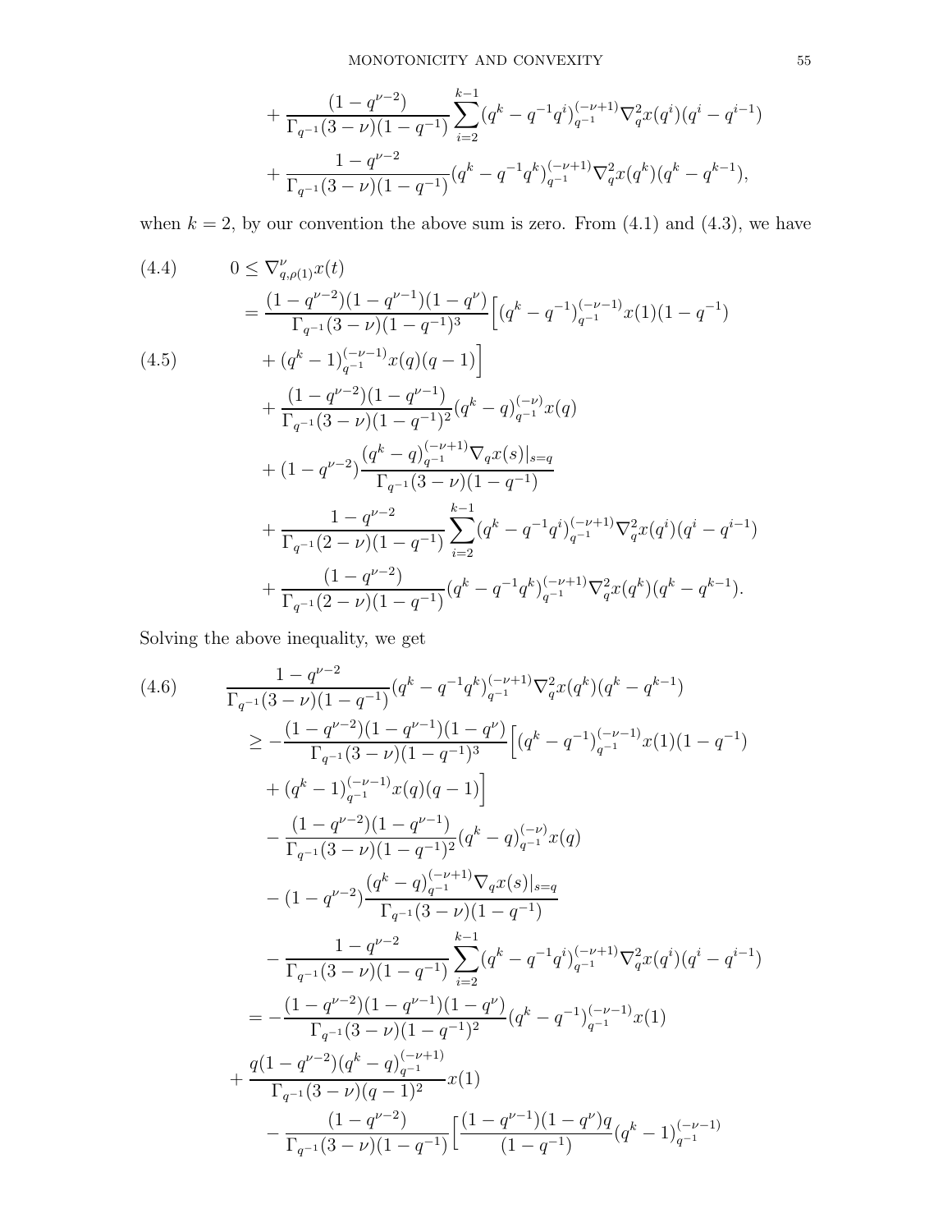$$
+ \frac{(1-q^{\nu-2})}{\Gamma_{q^{-1}}(3-\nu)(1-q^{-1})}\sum_{i=2}^{k-1}(q^k-q^{-1}q^i)_{q^{-1}}^{(-\nu+1)}\nabla_q^2 x(q^i)(q^i-q^{i-1})
$$

$$
+ \frac{1-q^{\nu-2}}{\Gamma_{q^{-1}}(3-\nu)(1-q^{-1})}(q^k-q^{-1}q^k)_{q^{-1}}^{(-\nu+1)}\nabla_q^2 x(q^k)(q^k-q^{k-1}),
$$

when $k=2$, by our convention the above sum is zero. From (4.1) and (4.3), we have

$$
\begin{aligned}
(4.4)\qquad & 0 \le \nabla_{q,\rho(1)}^{\nu} x(t) \\
&= \frac{(1-q^{\nu-2})(1-q^{\nu-1})(1-q^{\nu})}{\Gamma_{q^{-1}}(3-\nu)(1-q^{-1})^3}\Big[(q^k-q^{-1})_{q^{-1}}^{(-\nu-1)}x(1)(1-q^{-1}) \\
(4.5)\qquad &\quad + (q^k-1)_{q^{-1}}^{(-\nu-1)}x(q)(q-1)\Big] \\
&\quad + \frac{(1-q^{\nu-2})(1-q^{\nu-1})}{\Gamma_{q^{-1}}(3-\nu)(1-q^{-1})^2}(q^k-q)_{q^{-1}}^{(-\nu)}x(q) \\
&\quad + (1-q^{\nu-2})\frac{(q^k-q)_{q^{-1}}^{(-\nu+1)}\nabla_q x(s)|_{s=q}}{\Gamma_{q^{-1}}(3-\nu)(1-q^{-1})} \\
&\quad + \frac{1-q^{\nu-2}}{\Gamma_{q^{-1}}(2-\nu)(1-q^{-1})}\sum_{i=2}^{k-1}(q^k-q^{-1}q^i)_{q^{-1}}^{(-\nu+1)}\nabla_q^2 x(q^i)(q^i-q^{i-1}) \\
&\quad + \frac{(1-q^{\nu-2})}{\Gamma_{q^{-1}}(2-\nu)(1-q^{-1})}(q^k-q^{-1}q^k)_{q^{-1}}^{(-\nu+1)}\nabla_q^2 x(q^k)(q^k-q^{k-1}).
\end{aligned}
$$

Solving the above inequality, we get

$$
\begin{aligned}
(4.6)\qquad & \frac{1-q^{\nu-2}}{\Gamma_{q^{-1}}(3-\nu)(1-q^{-1})}(q^k-q^{-1}q^k)_{q^{-1}}^{(-\nu+1)}\nabla_q^2 x(q^k)(q^k-q^{k-1}) \\
&\ge -\frac{(1-q^{\nu-2})(1-q^{\nu-1})(1-q^{\nu})}{\Gamma_{q^{-1}}(3-\nu)(1-q^{-1})^3}\Big[(q^k-q^{-1})_{q^{-1}}^{(-\nu-1)}x(1)(1-q^{-1}) \\
&\quad + (q^k-1)_{q^{-1}}^{(-\nu-1)}x(q)(q-1)\Big] \\
&\quad - \frac{(1-q^{\nu-2})(1-q^{\nu-1})}{\Gamma_{q^{-1}}(3-\nu)(1-q^{-1})^2}(q^k-q)_{q^{-1}}^{(-\nu)}x(q) \\
&\quad - (1-q^{\nu-2})\frac{(q^k-q)_{q^{-1}}^{(-\nu+1)}\nabla_q x(s)|_{s=q}}{\Gamma_{q^{-1}}(3-\nu)(1-q^{-1})} \\
&\quad - \frac{1-q^{\nu-2}}{\Gamma_{q^{-1}}(3-\nu)(1-q^{-1})}\sum_{i=2}^{k-1}(q^k-q^{-1}q^i)_{q^{-1}}^{(-\nu+1)}\nabla_q^2 x(q^i)(q^i-q^{i-1}) \\
&= -\frac{(1-q^{\nu-2})(1-q^{\nu-1})(1-q^{\nu})}{\Gamma_{q^{-1}}(3-\nu)(1-q^{-1})^2}(q^k-q^{-1})_{q^{-1}}^{(-\nu-1)}x(1) \\
&\quad + \frac{q(1-q^{\nu-2})(q^k-q)_{q^{-1}}^{(-\nu+1)}}{\Gamma_{q^{-1}}(3-\nu)(q-1)^2}x(1) \\
&\quad - \frac{(1-q^{\nu-2})}{\Gamma_{q^{-1}}(3-\nu)(1-q^{-1})}\Big[\frac{(1-q^{\nu-1})(1-q^{\nu})q}{(1-q^{-1})}(q^k-1)_{q^{-1}}^{(-\nu-1)}
\end{aligned}
$$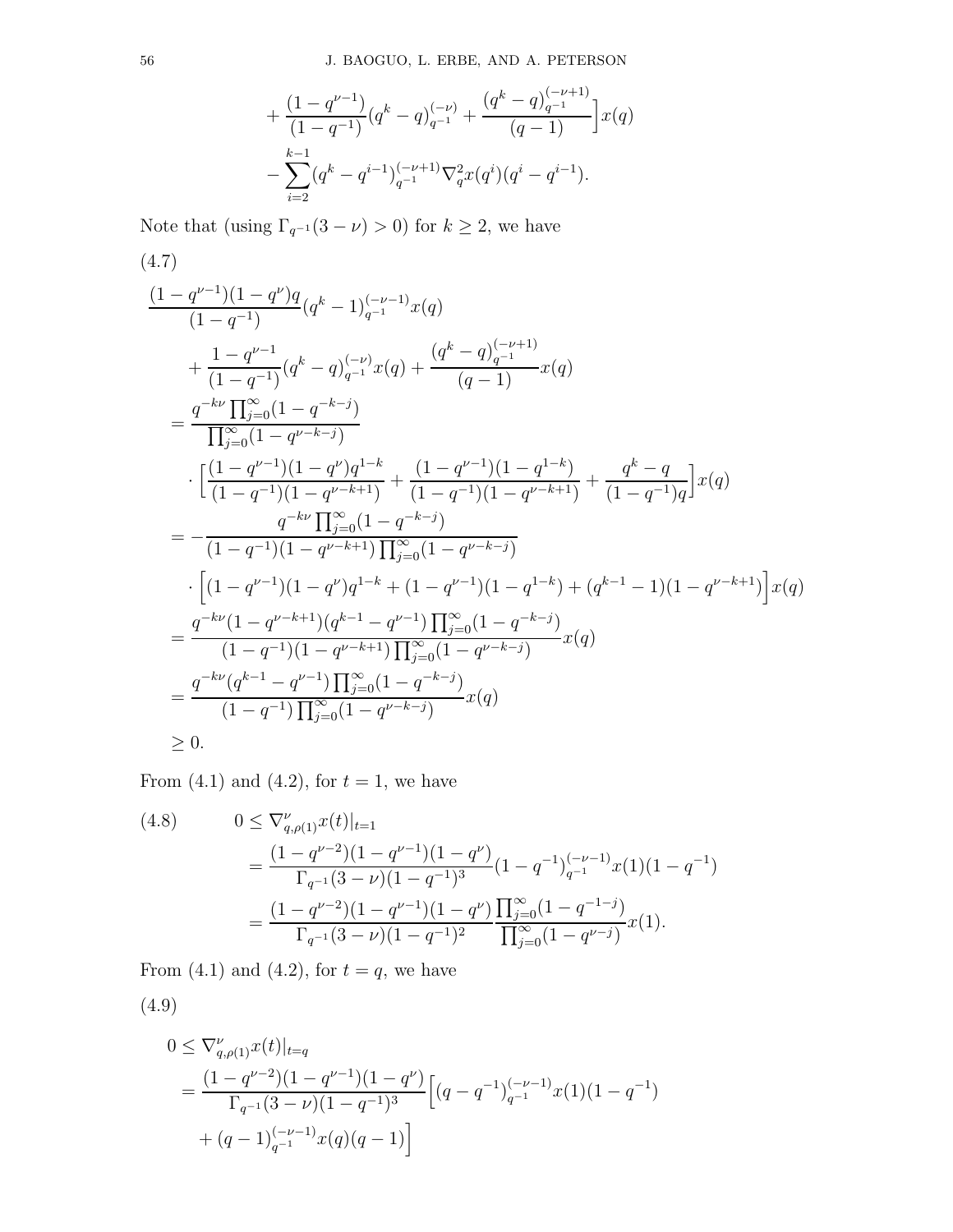$$
+ \frac{(1-q^{\nu-1})}{(1-q^{-1})}(q^k-q)_{q^{-1}}^{(-\nu)} + \frac{(q^k-q)_{q^{-1}}^{(-\nu+1)}}{(q-1)}\Big]x(q)
$$

$$
- \sum_{i=2}^{k-1}(q^k-q^{i-1})_{q^{-1}}^{(-\nu+1)}\nabla_q^2 x(q^i)(q^i-q^{i-1}).
$$

Note that (using $\Gamma_{q^{-1}}(3-\nu)>0$) for $k\geq 2$, we have

(4.7)

$$
\begin{aligned}
&\frac{(1-q^{\nu-1})(1-q^{\nu})q}{(1-q^{-1})}(q^k-1)_{q^{-1}}^{(-\nu-1)}x(q) \\
&\quad + \frac{1-q^{\nu-1}}{(1-q^{-1})}(q^k-q)_{q^{-1}}^{(-\nu)}x(q) + \frac{(q^k-q)_{q^{-1}}^{(-\nu+1)}}{(q-1)}x(q) \\
&= \frac{q^{-k\nu}\prod_{j=0}^{\infty}(1-q^{-k-j})}{\prod_{j=0}^{\infty}(1-q^{\nu-k-j})} \\
&\quad \cdot \Big[\frac{(1-q^{\nu-1})(1-q^{\nu})q^{1-k}}{(1-q^{-1})(1-q^{\nu-k+1})} + \frac{(1-q^{\nu-1})(1-q^{1-k})}{(1-q^{-1})(1-q^{\nu-k+1})} + \frac{q^k-q}{(1-q^{-1})q}\Big]x(q) \\
&= -\frac{q^{-k\nu}\prod_{j=0}^{\infty}(1-q^{-k-j})}{(1-q^{-1})(1-q^{\nu-k+1})\prod_{j=0}^{\infty}(1-q^{\nu-k-j})} \\
&\quad \cdot \Big[(1-q^{\nu-1})(1-q^{\nu})q^{1-k} + (1-q^{\nu-1})(1-q^{1-k}) + (q^{k-1}-1)(1-q^{\nu-k+1})\Big]x(q) \\
&= \frac{q^{-k\nu}(1-q^{\nu-k+1})(q^{k-1}-q^{\nu-1})\prod_{j=0}^{\infty}(1-q^{-k-j})}{(1-q^{-1})(1-q^{\nu-k+1})\prod_{j=0}^{\infty}(1-q^{\nu-k-j})}x(q) \\
&= \frac{q^{-k\nu}(q^{k-1}-q^{\nu-1})\prod_{j=0}^{\infty}(1-q^{-k-j})}{(1-q^{-1})\prod_{j=0}^{\infty}(1-q^{\nu-k-j})}x(q) \\
&\geq 0.
\end{aligned}
$$

From (4.1) and (4.2), for $t=1$, we have

$$
\begin{aligned}
(4.8)\qquad 0 &\leq \nabla_{q,\rho(1)}^{\nu}x(t)|_{t=1} \\
&= \frac{(1-q^{\nu-2})(1-q^{\nu-1})(1-q^{\nu})}{\Gamma_{q^{-1}}(3-\nu)(1-q^{-1})^3}(1-q^{-1})_{q^{-1}}^{(-\nu-1)}x(1)(1-q^{-1}) \\
&= \frac{(1-q^{\nu-2})(1-q^{\nu-1})(1-q^{\nu})}{\Gamma_{q^{-1}}(3-\nu)(1-q^{-1})^2}\frac{\prod_{j=0}^{\infty}(1-q^{-1-j})}{\prod_{j=0}^{\infty}(1-q^{\nu-j})}x(1).
\end{aligned}
$$

From (4.1) and (4.2), for $t=q$, we have

(4.9)

$$
\begin{aligned}
0 &\leq \nabla_{q,\rho(1)}^{\nu}x(t)|_{t=q} \\
&= \frac{(1-q^{\nu-2})(1-q^{\nu-1})(1-q^{\nu})}{\Gamma_{q^{-1}}(3-\nu)(1-q^{-1})^3}\Big[(q-q^{-1})_{q^{-1}}^{(-\nu-1)}x(1)(1-q^{-1}) \\
&\quad + (q-1)_{q^{-1}}^{(-\nu-1)}x(q)(q-1)\Big]
\end{aligned}
$$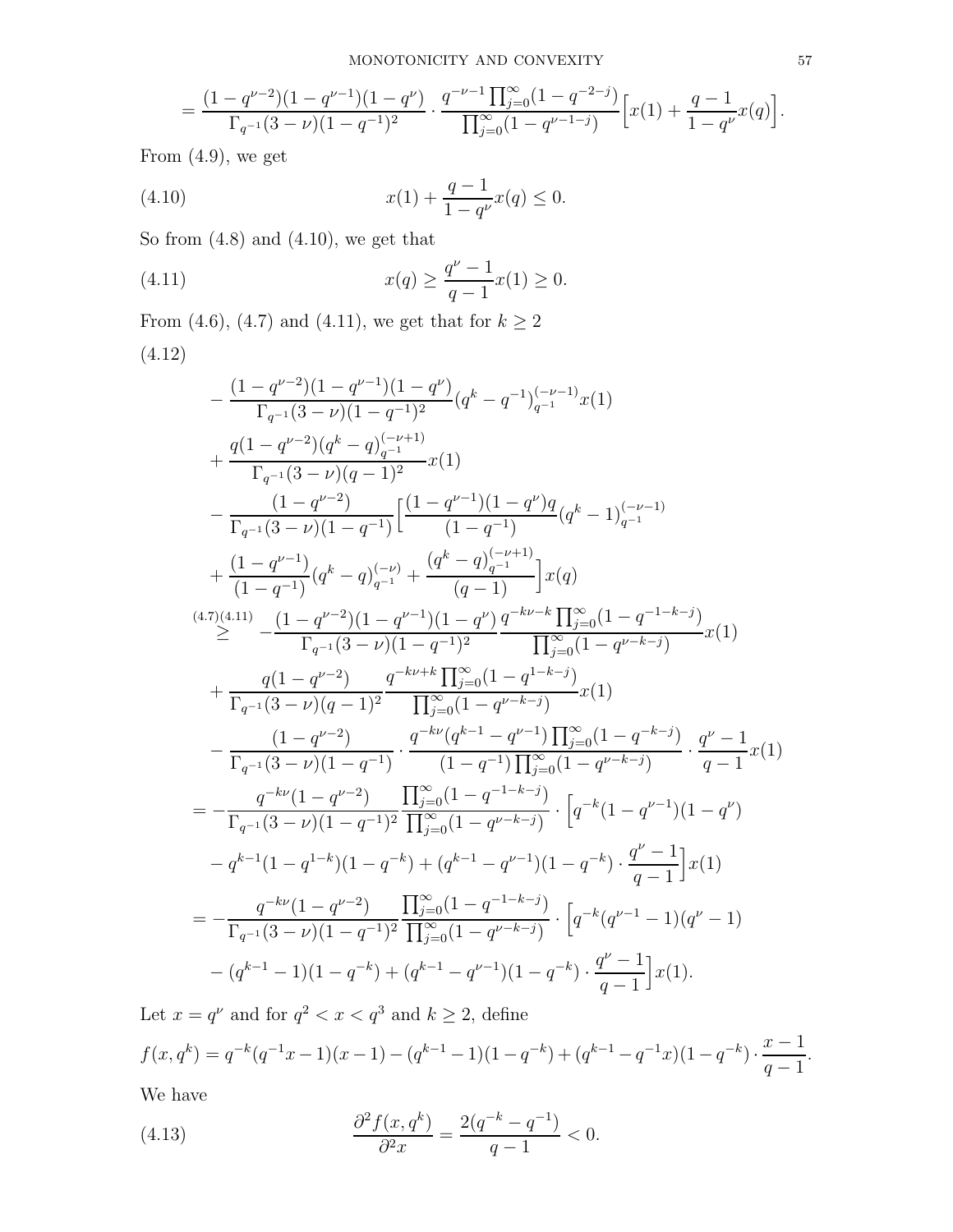$$= \frac{(1-q^{\nu-2})(1-q^{\nu-1})(1-q^{\nu})}{\Gamma_{q^{-1}}(3-\nu)(1-q^{-1})^2} \cdot \frac{q^{-\nu-1}\prod_{j=0}^{\infty}(1-q^{-2-j})}{\prod_{j=0}^{\infty}(1-q^{\nu-1-j})}\Big[x(1) + \frac{q-1}{1-q^{\nu}}x(q)\Big].$$

From (4.9), we get

$$x(1) + \frac{q-1}{1-q^{\nu}}x(q) \leq 0. \tag{4.10}$$

So from (4.8) and (4.10), we get that

$$x(q) \geq \frac{q^{\nu}-1}{q-1}x(1) \geq 0. \tag{4.11}$$

From (4.6), (4.7) and (4.11), we get that for $k \geq 2$

(4.12)

$$\begin{aligned}
&- \frac{(1-q^{\nu-2})(1-q^{\nu-1})(1-q^{\nu})}{\Gamma_{q^{-1}}(3-\nu)(1-q^{-1})^2}(q^k - q^{-1})_{q^{-1}}^{(-\nu-1)}x(1) \\
&+ \frac{q(1-q^{\nu-2})(q^k-q)_{q^{-1}}^{(-\nu+1)}}{\Gamma_{q^{-1}}(3-\nu)(q-1)^2}x(1) \\
&- \frac{(1-q^{\nu-2})}{\Gamma_{q^{-1}}(3-\nu)(1-q^{-1})}\Big[\frac{(1-q^{\nu-1})(1-q^{\nu})q}{(1-q^{-1})}(q^k-1)_{q^{-1}}^{(-\nu-1)} \\
&+ \frac{(1-q^{\nu-1})}{(1-q^{-1})}(q^k-q)_{q^{-1}}^{(-\nu)} + \frac{(q^k-q)_{q^{-1}}^{(-\nu+1)}}{(q-1)}\Big]x(q) \\
&\overset{(4.7)(4.11)}{\geq} - \frac{(1-q^{\nu-2})(1-q^{\nu-1})(1-q^{\nu})}{\Gamma_{q^{-1}}(3-\nu)(1-q^{-1})^2}\frac{q^{-k\nu-k}\prod_{j=0}^{\infty}(1-q^{-1-k-j})}{\prod_{j=0}^{\infty}(1-q^{\nu-k-j})}x(1) \\
&+ \frac{q(1-q^{\nu-2})}{\Gamma_{q^{-1}}(3-\nu)(q-1)^2}\frac{q^{-k\nu+k}\prod_{j=0}^{\infty}(1-q^{1-k-j})}{\prod_{j=0}^{\infty}(1-q^{\nu-k-j})}x(1) \\
&- \frac{(1-q^{\nu-2})}{\Gamma_{q^{-1}}(3-\nu)(1-q^{-1})} \cdot \frac{q^{-k\nu}(q^{k-1}-q^{\nu-1})\prod_{j=0}^{\infty}(1-q^{-k-j})}{(1-q^{-1})\prod_{j=0}^{\infty}(1-q^{\nu-k-j})} \cdot \frac{q^{\nu}-1}{q-1}x(1) \\
&= -\frac{q^{-k\nu}(1-q^{\nu-2})}{\Gamma_{q^{-1}}(3-\nu)(1-q^{-1})^2}\frac{\prod_{j=0}^{\infty}(1-q^{-1-k-j})}{\prod_{j=0}^{\infty}(1-q^{\nu-k-j})} \cdot \Big[q^{-k}(1-q^{\nu-1})(1-q^{\nu}) \\
&- q^{k-1}(1-q^{1-k})(1-q^{-k}) + (q^{k-1}-q^{\nu-1})(1-q^{-k}) \cdot \frac{q^{\nu}-1}{q-1}\Big]x(1) \\
&= -\frac{q^{-k\nu}(1-q^{\nu-2})}{\Gamma_{q^{-1}}(3-\nu)(1-q^{-1})^2}\frac{\prod_{j=0}^{\infty}(1-q^{-1-k-j})}{\prod_{j=0}^{\infty}(1-q^{\nu-k-j})} \cdot \Big[q^{-k}(q^{\nu-1}-1)(q^{\nu}-1) \\
&- (q^{k-1}-1)(1-q^{-k}) + (q^{k-1}-q^{\nu-1})(1-q^{-k}) \cdot \frac{q^{\nu}-1}{q-1}\Big]x(1).
\end{aligned}$$

Let $x = q^{\nu}$ and for $q^2 < x < q^3$ and $k \geq 2$, define

$$f(x, q^k) = q^{-k}(q^{-1}x-1)(x-1) - (q^{k-1}-1)(1-q^{-k}) + (q^{k-1}-q^{-1}x)(1-q^{-k}) \cdot \frac{x-1}{q-1}.$$

We have

$$\frac{\partial^2 f(x, q^k)}{\partial^2 x} = \frac{2(q^{-k}-q^{-1})}{q-1} < 0. \tag{4.13}$$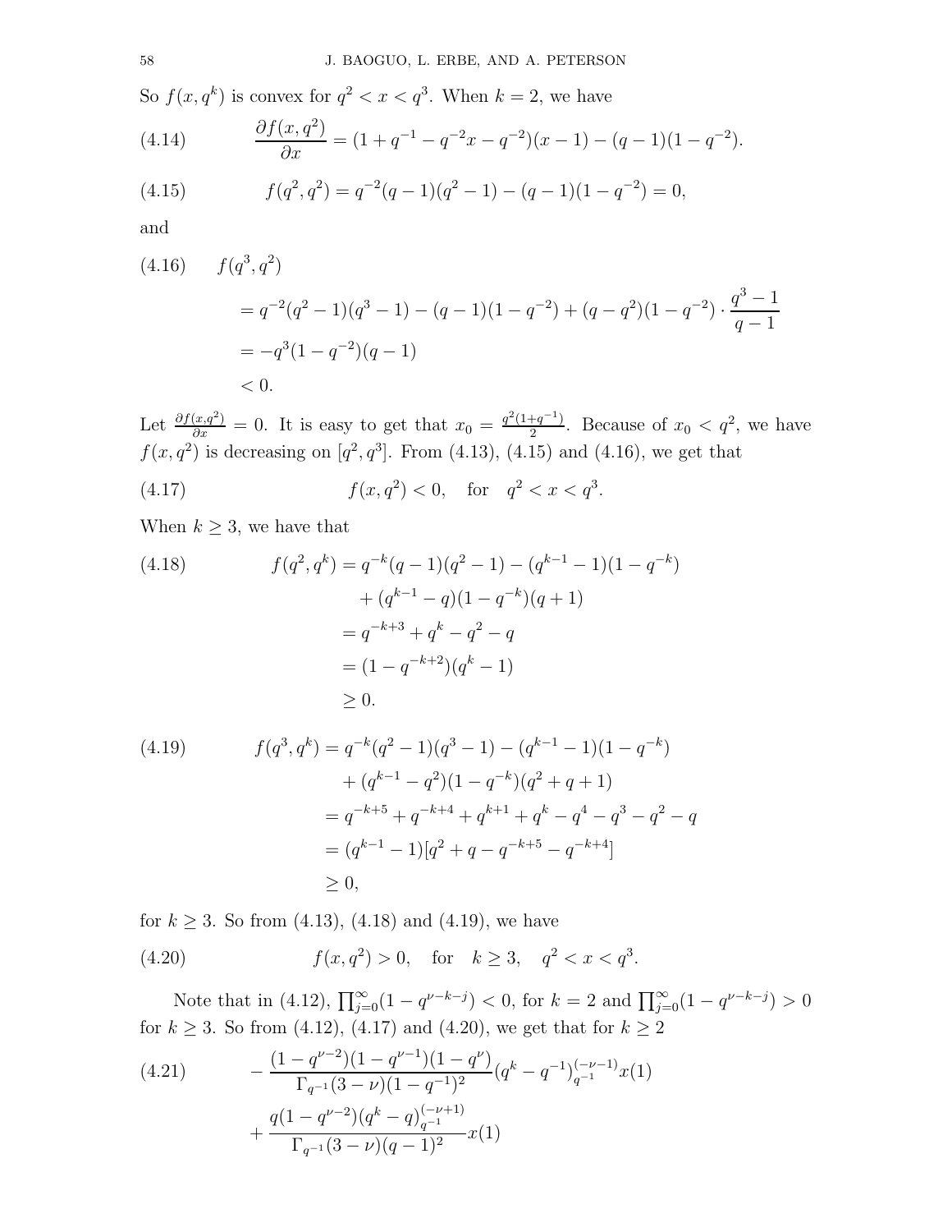So $f(x, q^k)$ is convex for $q^2 < x < q^3$. When $k = 2$, we have

$$\frac{\partial f(x, q^2)}{\partial x} = (1 + q^{-1} - q^{-2}x - q^{-2})(x - 1) - (q - 1)(1 - q^{-2}). \tag{4.14}$$

$$f(q^2, q^2) = q^{-2}(q - 1)(q^2 - 1) - (q - 1)(1 - q^{-2}) = 0, \tag{4.15}$$

and

$$\begin{aligned} &f(q^3, q^2) \\ &= q^{-2}(q^2 - 1)(q^3 - 1) - (q - 1)(1 - q^{-2}) + (q - q^2)(1 - q^{-2}) \cdot \frac{q^3 - 1}{q - 1} \\ &= -q^3(1 - q^{-2})(q - 1) \\ &< 0. \end{aligned} \tag{4.16}$$

Let $\frac{\partial f(x,q^2)}{\partial x} = 0$. It is easy to get that $x_0 = \frac{q^2(1+q^{-1})}{2}$. Because of $x_0 < q^2$, we have $f(x, q^2)$ is decreasing on $[q^2, q^3]$. From (4.13), (4.15) and (4.16), we get that

$$f(x, q^2) < 0, \quad \text{for} \quad q^2 < x < q^3. \tag{4.17}$$

When $k \geq 3$, we have that

$$\begin{aligned} f(q^2, q^k) &= q^{-k}(q - 1)(q^2 - 1) - (q^{k-1} - 1)(1 - q^{-k}) \\ &\quad + (q^{k-1} - q)(1 - q^{-k})(q + 1) \\ &= q^{-k+3} + q^k - q^2 - q \\ &= (1 - q^{-k+2})(q^k - 1) \\ &\geq 0. \end{aligned} \tag{4.18}$$

$$\begin{aligned} f(q^3, q^k) &= q^{-k}(q^2 - 1)(q^3 - 1) - (q^{k-1} - 1)(1 - q^{-k}) \\ &\quad + (q^{k-1} - q^2)(1 - q^{-k})(q^2 + q + 1) \\ &= q^{-k+5} + q^{-k+4} + q^{k+1} + q^k - q^4 - q^3 - q^2 - q \\ &= (q^{k-1} - 1)[q^2 + q - q^{-k+5} - q^{-k+4}] \\ &\geq 0, \end{aligned} \tag{4.19}$$

for $k \geq 3$. So from (4.13), (4.18) and (4.19), we have

$$f(x, q^2) > 0, \quad \text{for} \quad k \geq 3, \quad q^2 < x < q^3. \tag{4.20}$$

Note that in (4.12), $\prod_{j=0}^{\infty}(1 - q^{\nu-k-j}) < 0$, for $k = 2$ and $\prod_{j=0}^{\infty}(1 - q^{\nu-k-j}) > 0$ for $k \geq 3$. So from (4.12), (4.17) and (4.20), we get that for $k \geq 2$

$$\begin{aligned} &-\frac{(1 - q^{\nu-2})(1 - q^{\nu-1})(1 - q^{\nu})}{\Gamma_{q^{-1}}(3 - \nu)(1 - q^{-1})^2}(q^k - q^{-1})_{q^{-1}}^{(-\nu-1)} x(1) \\ &+ \frac{q(1 - q^{\nu-2})(q^k - q)_{q^{-1}}^{(-\nu+1)}}{\Gamma_{q^{-1}}(3 - \nu)(q - 1)^2} x(1) \end{aligned} \tag{4.21}$$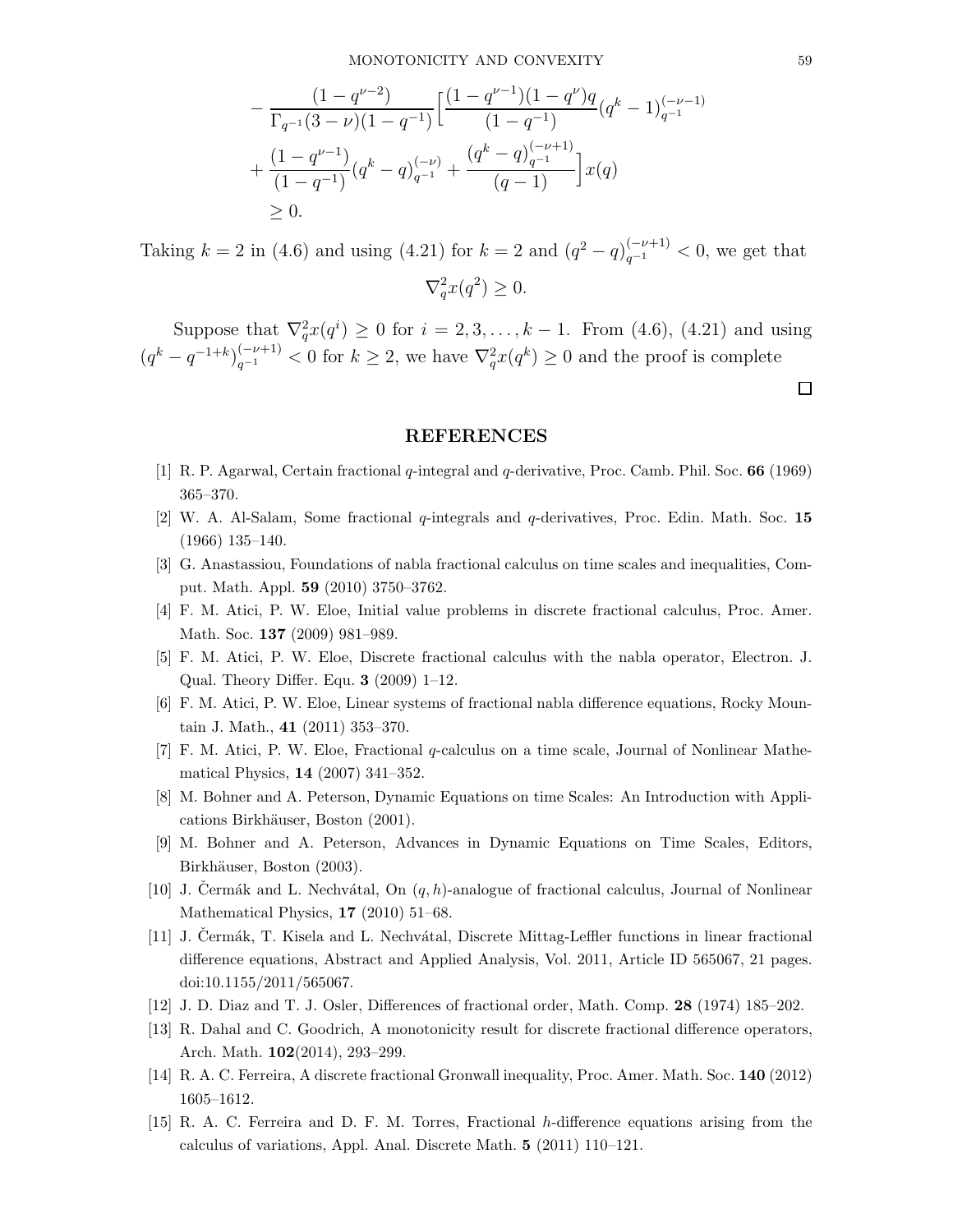$$
\begin{aligned}
&- \frac{(1-q^{\nu-2})}{\Gamma_{q^{-1}}(3-\nu)(1-q^{-1})}\Big[\frac{(1-q^{\nu-1})(1-q^{\nu})q}{(1-q^{-1})}(q^k-1)_{q^{-1}}^{(-\nu-1)} \\
&+ \frac{(1-q^{\nu-1})}{(1-q^{-1})}(q^k-q)_{q^{-1}}^{(-\nu)} + \frac{(q^k-q)_{q^{-1}}^{(-\nu+1)}}{(q-1)}\Big]x(q) \\
&\geq 0.
\end{aligned}
$$

Taking $k=2$ in (4.6) and using (4.21) for $k=2$ and $(q^2-q)_{q^{-1}}^{(-\nu+1)} < 0$, we get that

$$\nabla_q^2 x(q^2) \geq 0.$$

Suppose that $\nabla_q^2 x(q^i) \geq 0$ for $i = 2, 3, \ldots, k-1$. From (4.6), (4.21) and using $(q^k - q^{-1+k})_{q^{-1}}^{(-\nu+1)} < 0$ for $k \geq 2$, we have $\nabla_q^2 x(q^k) \geq 0$ and the proof is complete

□

## REFERENCES

[1] R. P. Agarwal, Certain fractional $q$-integral and $q$-derivative, Proc. Camb. Phil. Soc. **66** (1969) 365–370.

[2] W. A. Al-Salam, Some fractional $q$-integrals and $q$-derivatives, Proc. Edin. Math. Soc. **15** (1966) 135–140.

[3] G. Anastassiou, Foundations of nabla fractional calculus on time scales and inequalities, Comput. Math. Appl. **59** (2010) 3750–3762.

[4] F. M. Atici, P. W. Eloe, Initial value problems in discrete fractional calculus, Proc. Amer. Math. Soc. **137** (2009) 981–989.

[5] F. M. Atici, P. W. Eloe, Discrete fractional calculus with the nabla operator, Electron. J. Qual. Theory Differ. Equ. **3** (2009) 1–12.

[6] F. M. Atici, P. W. Eloe, Linear systems of fractional nabla difference equations, Rocky Mountain J. Math., **41** (2011) 353–370.

[7] F. M. Atici, P. W. Eloe, Fractional $q$-calculus on a time scale, Journal of Nonlinear Mathematical Physics, **14** (2007) 341–352.

[8] M. Bohner and A. Peterson, Dynamic Equations on time Scales: An Introduction with Applications Birkhäuser, Boston (2001).

[9] M. Bohner and A. Peterson, Advances in Dynamic Equations on Time Scales, Editors, Birkhäuser, Boston (2003).

[10] J. Čermák and L. Nechvátal, On $(q, h)$-analogue of fractional calculus, Journal of Nonlinear Mathematical Physics, **17** (2010) 51–68.

[11] J. Čermák, T. Kisela and L. Nechvátal, Discrete Mittag-Leffler functions in linear fractional difference equations, Abstract and Applied Analysis, Vol. 2011, Article ID 565067, 21 pages. doi:10.1155/2011/565067.

[12] J. D. Diaz and T. J. Osler, Differences of fractional order, Math. Comp. **28** (1974) 185–202.

[13] R. Dahal and C. Goodrich, A monotonicity result for discrete fractional difference operators, Arch. Math. **102**(2014), 293–299.

[14] R. A. C. Ferreira, A discrete fractional Gronwall inequality, Proc. Amer. Math. Soc. **140** (2012) 1605–1612.

[15] R. A. C. Ferreira and D. F. M. Torres, Fractional $h$-difference equations arising from the calculus of variations, Appl. Anal. Discrete Math. **5** (2011) 110–121.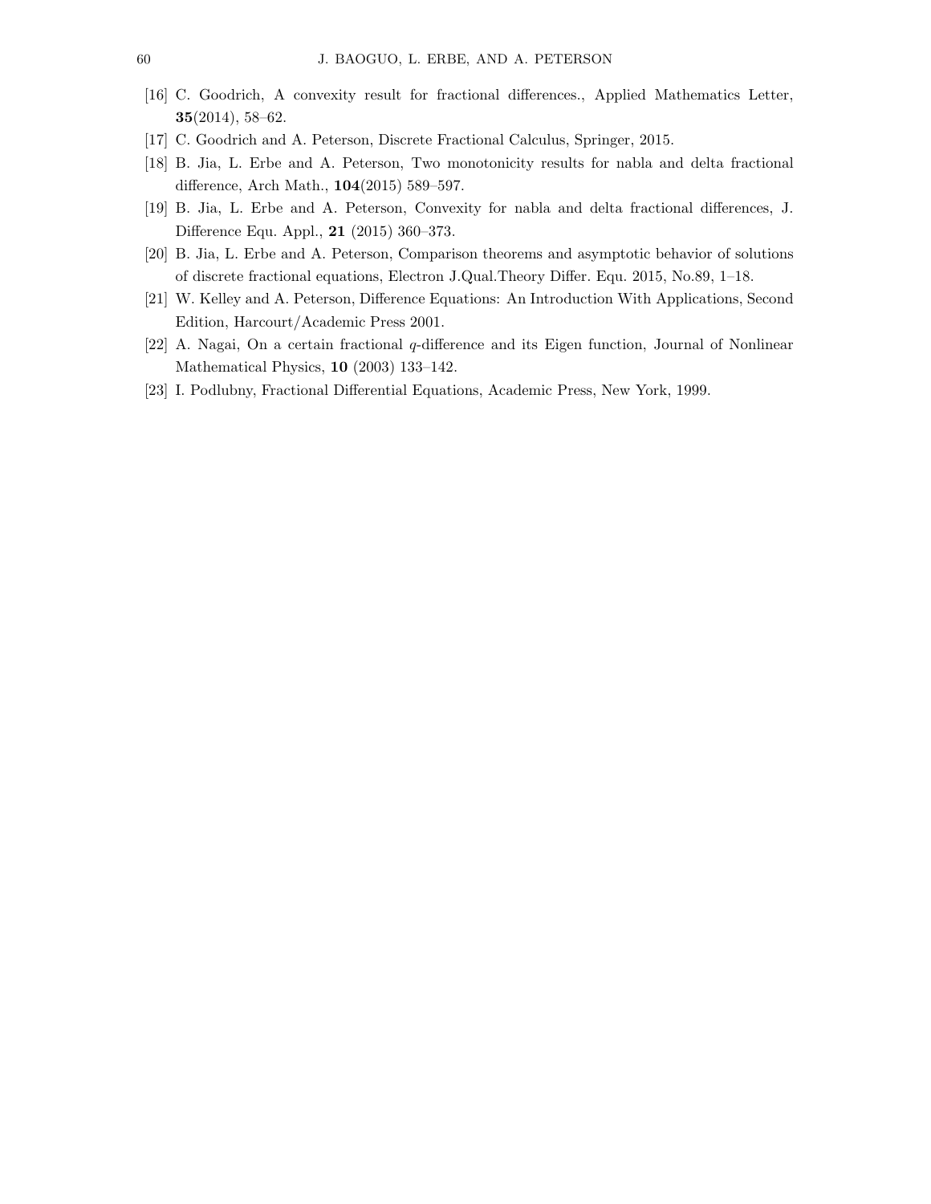[16] C. Goodrich, A convexity result for fractional differences., Applied Mathematics Letter, **35**(2014), 58–62.

[17] C. Goodrich and A. Peterson, Discrete Fractional Calculus, Springer, 2015.

[18] B. Jia, L. Erbe and A. Peterson, Two monotonicity results for nabla and delta fractional difference, Arch Math., **104**(2015) 589–597.

[19] B. Jia, L. Erbe and A. Peterson, Convexity for nabla and delta fractional differences, J. Difference Equ. Appl., **21** (2015) 360–373.

[20] B. Jia, L. Erbe and A. Peterson, Comparison theorems and asymptotic behavior of solutions of discrete fractional equations, Electron J.Qual.Theory Differ. Equ. 2015, No.89, 1–18.

[21] W. Kelley and A. Peterson, Difference Equations: An Introduction With Applications, Second Edition, Harcourt/Academic Press 2001.

[22] A. Nagai, On a certain fractional $q$-difference and its Eigen function, Journal of Nonlinear Mathematical Physics, **10** (2003) 133–142.

[23] I. Podlubny, Fractional Differential Equations, Academic Press, New York, 1999.